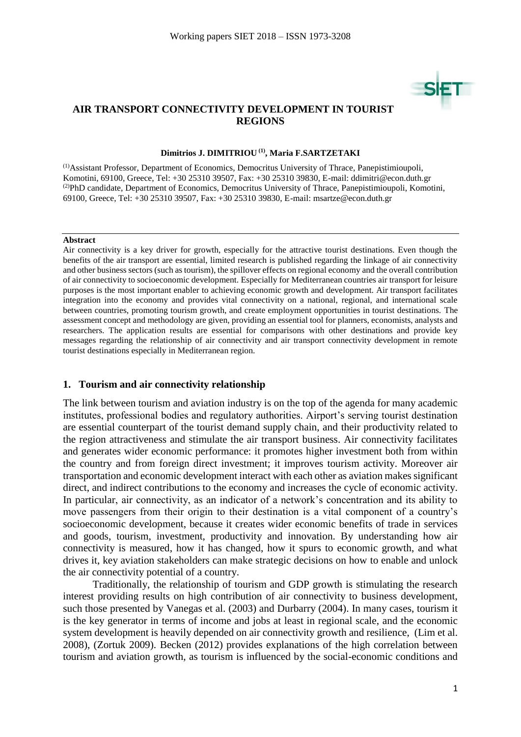# AIR TRANSPORT CONNECTIVITY DEVELOPMENT IN TOURIST REGIONS

**Dimitrios J. DIMITRIOU [(1)], Maria F.SARTZETAKI**

[(1)]Assistant Professor, Department of Economics, Democritus University of Thrace, Panepistimioupoli, Komotini, 69100, Greece, Tel: +30 25310 39507, Fax: +30 25310 39830, E-mail: ddimitri@econ.duth.gr
[(2)]PhD candidate, Department of Economics, Democritus University of Thrace, Panepistimioupoli, Komotini, 69100, Greece, Tel: +30 25310 39507, Fax: +30 25310 39830, E-mail: msartze@econ.duth.gr

**Abstract**

Air connectivity is a key driver for growth, especially for the attractive tourist destinations. Even though the benefits of the air transport are essential, limited research is published regarding the linkage of air connectivity and other business sectors (such as tourism), the spillover effects on regional economy and the overall contribution of air connectivity to socioeconomic development. Especially for Mediterranean countries air transport for leisure purposes is the most important enabler to achieving economic growth and development. Air transport facilitates integration into the economy and provides vital connectivity on a national, regional, and international scale between countries, promoting tourism growth, and create employment opportunities in tourist destinations. The assessment concept and methodology are given, providing an essential tool for planners, economists, analysts and researchers. The application results are essential for comparisons with other destinations and provide key messages regarding the relationship of air connectivity and air transport connectivity development in remote tourist destinations especially in Mediterranean region.

## 1. Tourism and air connectivity relationship

The link between tourism and aviation industry is on the top of the agenda for many academic institutes, professional bodies and regulatory authorities. Airport's serving tourist destination are essential counterpart of the tourist demand supply chain, and their productivity related to the region attractiveness and stimulate the air transport business. Air connectivity facilitates and generates wider economic performance: it promotes higher investment both from within the country and from foreign direct investment; it improves tourism activity. Moreover air transportation and economic development interact with each other as aviation makes significant direct, and indirect contributions to the economy and increases the cycle of economic activity. In particular, air connectivity, as an indicator of a network's concentration and its ability to move passengers from their origin to their destination is a vital component of a country's socioeconomic development, because it creates wider economic benefits of trade in services and goods, tourism, investment, productivity and innovation. By understanding how air connectivity is measured, how it has changed, how it spurs to economic growth, and what drives it, key aviation stakeholders can make strategic decisions on how to enable and unlock the air connectivity potential of a country.

Traditionally, the relationship of tourism and GDP growth is stimulating the research interest providing results on high contribution of air connectivity to business development, such those presented by Vanegas et al. (2003) and Durbarry (2004). In many cases, tourism it is the key generator in terms of income and jobs at least in regional scale, and the economic system development is heavily depended on air connectivity growth and resilience, (Lim et al. 2008), (Zortuk 2009). Becken (2012) provides explanations of the high correlation between tourism and aviation growth, as tourism is influenced by the social-economic conditions and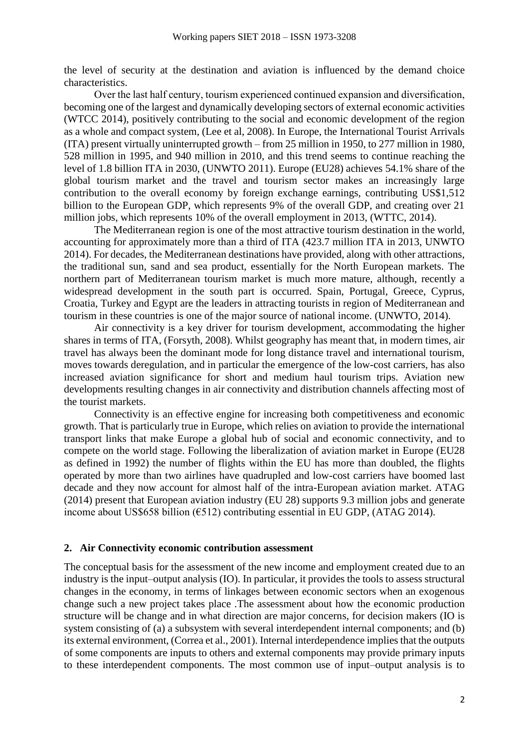the level of security at the destination and aviation is influenced by the demand choice characteristics.

Over the last half century, tourism experienced continued expansion and diversification, becoming one of the largest and dynamically developing sectors of external economic activities (WTCC 2014), positively contributing to the social and economic development of the region as a whole and compact system, (Lee et al, 2008). In Europe, the International Tourist Arrivals (ITA) present virtually uninterrupted growth – from 25 million in 1950, to 277 million in 1980, 528 million in 1995, and 940 million in 2010, and this trend seems to continue reaching the level of 1.8 billion ITA in 2030, (UNWTO 2011). Europe (EU28) achieves 54.1% share of the global tourism market and the travel and tourism sector makes an increasingly large contribution to the overall economy by foreign exchange earnings, contributing US$1,512 billion to the European GDP, which represents 9% of the overall GDP, and creating over 21 million jobs, which represents 10% of the overall employment in 2013, (WTTC, 2014).

The Mediterranean region is one of the most attractive tourism destination in the world, accounting for approximately more than a third of ITA (423.7 million ITA in 2013, UNWTO 2014). For decades, the Mediterranean destinations have provided, along with other attractions, the traditional sun, sand and sea product, essentially for the North European markets. The northern part of Mediterranean tourism market is much more mature, although, recently a widespread development in the south part is occurred. Spain, Portugal, Greece, Cyprus, Croatia, Turkey and Egypt are the leaders in attracting tourists in region of Mediterranean and tourism in these countries is one of the major source of national income. (UNWTO, 2014).

Air connectivity is a key driver for tourism development, accommodating the higher shares in terms of ITA, (Forsyth, 2008). Whilst geography has meant that, in modern times, air travel has always been the dominant mode for long distance travel and international tourism, moves towards deregulation, and in particular the emergence of the low-cost carriers, has also increased aviation significance for short and medium haul tourism trips. Aviation new developments resulting changes in air connectivity and distribution channels affecting most of the tourist markets.

Connectivity is an effective engine for increasing both competitiveness and economic growth. That is particularly true in Europe, which relies on aviation to provide the international transport links that make Europe a global hub of social and economic connectivity, and to compete on the world stage. Following the liberalization of aviation market in Europe (EU28 as defined in 1992) the number of flights within the EU has more than doubled, the flights operated by more than two airlines have quadrupled and low-cost carriers have boomed last decade and they now account for almost half of the intra-European aviation market. ATAG (2014) present that European aviation industry (EU 28) supports 9.3 million jobs and generate income about US$658 billion (€512) contributing essential in EU GDP, (ATAG 2014).

## 2. Air Connectivity economic contribution assessment

The conceptual basis for the assessment of the new income and employment created due to an industry is the input–output analysis (IO). In particular, it provides the tools to assess structural changes in the economy, in terms of linkages between economic sectors when an exogenous change such a new project takes place .The assessment about how the economic production structure will be change and in what direction are major concerns, for decision makers (IO is system consisting of (a) a subsystem with several interdependent internal components; and (b) its external environment, (Correa et al., 2001). Internal interdependence implies that the outputs of some components are inputs to others and external components may provide primary inputs to these interdependent components. The most common use of input–output analysis is to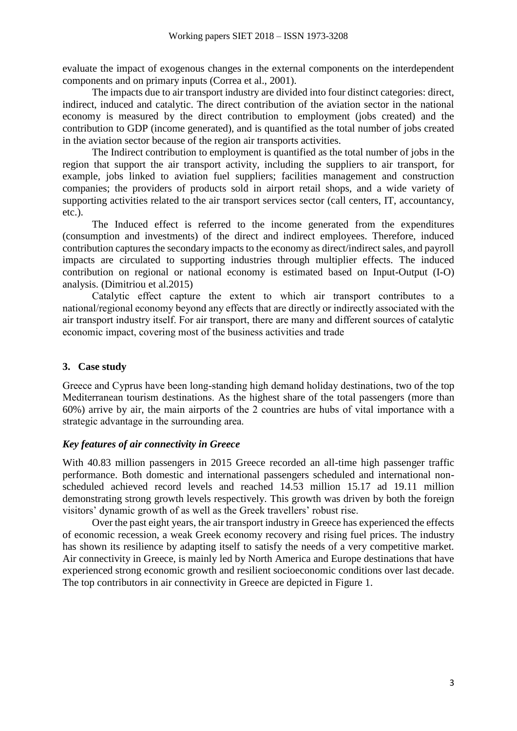evaluate the impact of exogenous changes in the external components on the interdependent components and on primary inputs (Correa et al., 2001).

The impacts due to air transport industry are divided into four distinct categories: direct, indirect, induced and catalytic. The direct contribution of the aviation sector in the national economy is measured by the direct contribution to employment (jobs created) and the contribution to GDP (income generated), and is quantified as the total number of jobs created in the aviation sector because of the region air transports activities.

The Indirect contribution to employment is quantified as the total number of jobs in the region that support the air transport activity, including the suppliers to air transport, for example, jobs linked to aviation fuel suppliers; facilities management and construction companies; the providers of products sold in airport retail shops, and a wide variety of supporting activities related to the air transport services sector (call centers, IT, accountancy, etc.).

The Induced effect is referred to the income generated from the expenditures (consumption and investments) of the direct and indirect employees. Therefore, induced contribution captures the secondary impacts to the economy as direct/indirect sales, and payroll impacts are circulated to supporting industries through multiplier effects. The induced contribution on regional or national economy is estimated based on Input-Output (I-O) analysis. (Dimitriou et al.2015)

Catalytic effect capture the extent to which air transport contributes to a national/regional economy beyond any effects that are directly or indirectly associated with the air transport industry itself. For air transport, there are many and different sources of catalytic economic impact, covering most of the business activities and trade

## 3. Case study

Greece and Cyprus have been long-standing high demand holiday destinations, two of the top Mediterranean tourism destinations. As the highest share of the total passengers (more than 60%) arrive by air, the main airports of the 2 countries are hubs of vital importance with a strategic advantage in the surrounding area.

### *Key features of air connectivity in Greece*

With 40.83 million passengers in 2015 Greece recorded an all-time high passenger traffic performance. Both domestic and international passengers scheduled and international non-scheduled achieved record levels and reached 14.53 million 15.17 ad 19.11 million demonstrating strong growth levels respectively. This growth was driven by both the foreign visitors' dynamic growth of as well as the Greek travellers' robust rise.

Over the past eight years, the air transport industry in Greece has experienced the effects of economic recession, a weak Greek economy recovery and rising fuel prices. The industry has shown its resilience by adapting itself to satisfy the needs of a very competitive market. Air connectivity in Greece, is mainly led by North America and Europe destinations that have experienced strong economic growth and resilient socioeconomic conditions over last decade. The top contributors in air connectivity in Greece are depicted in Figure 1.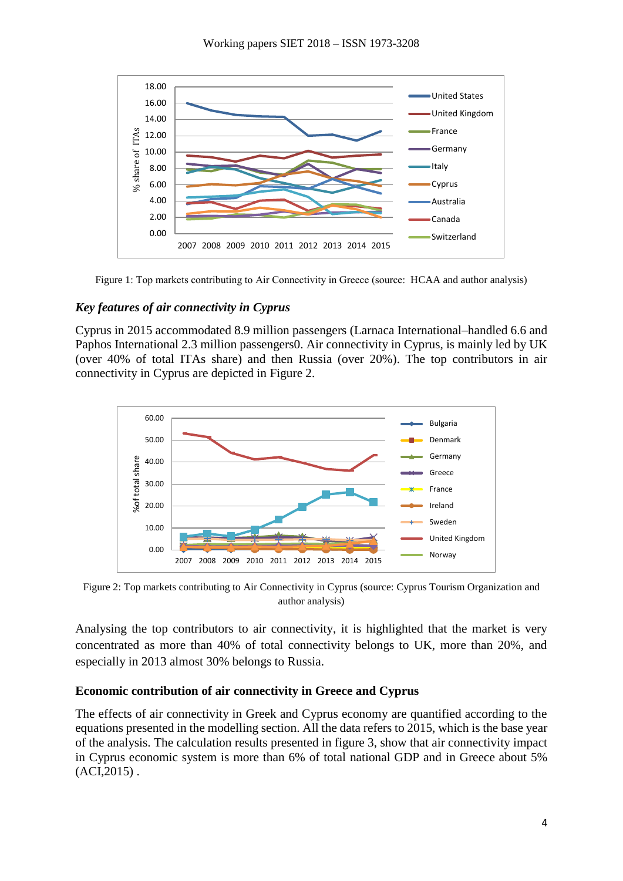Figure 1: Top markets contributing to Air Connectivity in Greece (source: HCAA and author analysis)

### *Key features of air connectivity in Cyprus*

Cyprus in 2015 accommodated 8.9 million passengers (Larnaca International–handled 6.6 and Paphos International 2.3 million passengers0. Air connectivity in Cyprus, is mainly led by UK (over 40% of total ITAs share) and then Russia (over 20%). The top contributors in air connectivity in Cyprus are depicted in Figure 2.

Figure 2: Top markets contributing to Air Connectivity in Cyprus (source: Cyprus Tourism Organization and author analysis)

Analysing the top contributors to air connectivity, it is highlighted that the market is very concentrated as more than 40% of total connectivity belongs to UK, more than 20%, and especially in 2013 almost 30% belongs to Russia.

### **Economic contribution of air connectivity in Greece and Cyprus**

The effects of air connectivity in Greek and Cyprus economy are quantified according to the equations presented in the modelling section. All the data refers to 2015, which is the base year of the analysis. The calculation results presented in figure 3, show that air connectivity impact in Cyprus economic system is more than 6% of total national GDP and in Greece about 5% (ACI,2015) .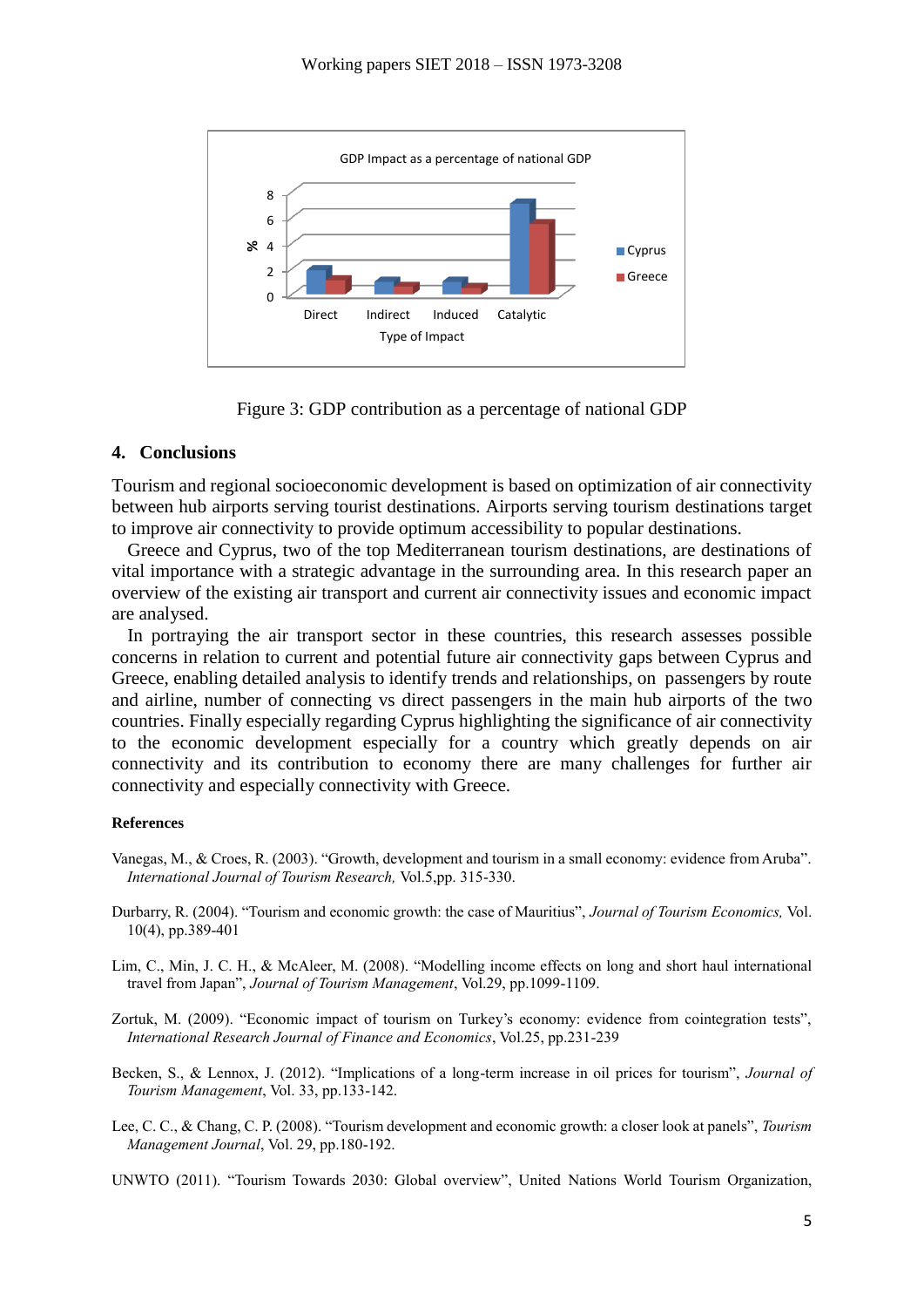Figure 3: GDP contribution as a percentage of national GDP

## 4. Conclusions

Tourism and regional socioeconomic development is based on optimization of air connectivity between hub airports serving tourist destinations. Airports serving tourism destinations target to improve air connectivity to provide optimum accessibility to popular destinations.

Greece and Cyprus, two of the top Mediterranean tourism destinations, are destinations of vital importance with a strategic advantage in the surrounding area. In this research paper an overview of the existing air transport and current air connectivity issues and economic impact are analysed.

In portraying the air transport sector in these countries, this research assesses possible concerns in relation to current and potential future air connectivity gaps between Cyprus and Greece, enabling detailed analysis to identify trends and relationships, on passengers by route and airline, number of connecting vs direct passengers in the main hub airports of the two countries. Finally especially regarding Cyprus highlighting the significance of air connectivity to the economic development especially for a country which greatly depends on air connectivity and its contribution to economy there are many challenges for further air connectivity and especially connectivity with Greece.

**References**

Vanegas, M., & Croes, R. (2003). "Growth, development and tourism in a small economy: evidence from Aruba". *International Journal of Tourism Research,* Vol.5,pp. 315-330.

Durbarry, R. (2004). "Tourism and economic growth: the case of Mauritius", *Journal of Tourism Economics,* Vol. 10(4), pp.389-401

Lim, C., Min, J. C. H., & McAleer, M. (2008). "Modelling income effects on long and short haul international travel from Japan", *Journal of Tourism Management*, Vol.29, pp.1099-1109.

Zortuk, M. (2009). "Economic impact of tourism on Turkey's economy: evidence from cointegration tests", *International Research Journal of Finance and Economics*, Vol.25, pp.231-239

Becken, S., & Lennox, J. (2012). "Implications of a long-term increase in oil prices for tourism", *Journal of Tourism Management*, Vol. 33, pp.133-142.

Lee, C. C., & Chang, C. P. (2008). "Tourism development and economic growth: a closer look at panels", *Tourism Management Journal*, Vol. 29, pp.180-192.

UNWTO (2011). "Tourism Towards 2030: Global overview", United Nations World Tourism Organization,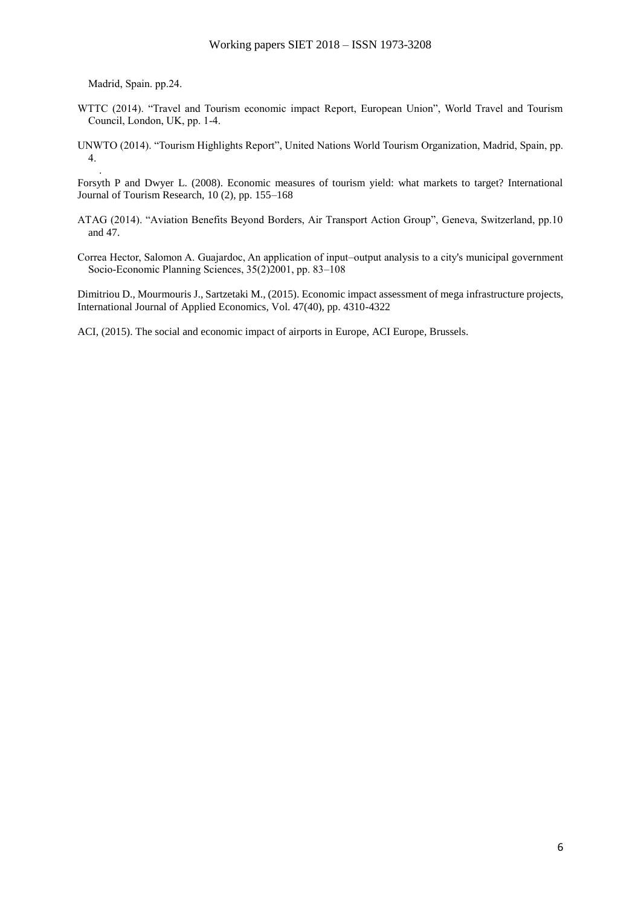Madrid, Spain. pp.24.

WTTC (2014). “Travel and Tourism economic impact Report, European Union”, World Travel and Tourism Council, London, UK, pp. 1-4.

UNWTO (2014). “Tourism Highlights Report”, United Nations World Tourism Organization, Madrid, Spain, pp. 4.
.

Forsyth P and Dwyer L. (2008). Economic measures of tourism yield: what markets to target? International Journal of Tourism Research, 10 (2), pp. 155–168

ATAG (2014). “Aviation Benefits Beyond Borders, Air Transport Action Group”, Geneva, Switzerland, pp.10 and 47.

Correa Hector, Salomon A. Guajardoc, An application of input–output analysis to a city's municipal government Socio-Economic Planning Sciences, 35(2)2001, pp. 83–108

Dimitriou D., Mourmouris J., Sartzetaki M., (2015). Economic impact assessment of mega infrastructure projects, International Journal of Applied Economics, Vol. 47(40), pp. 4310-4322

ACI, (2015). The social and economic impact of airports in Europe, ACI Europe, Brussels.